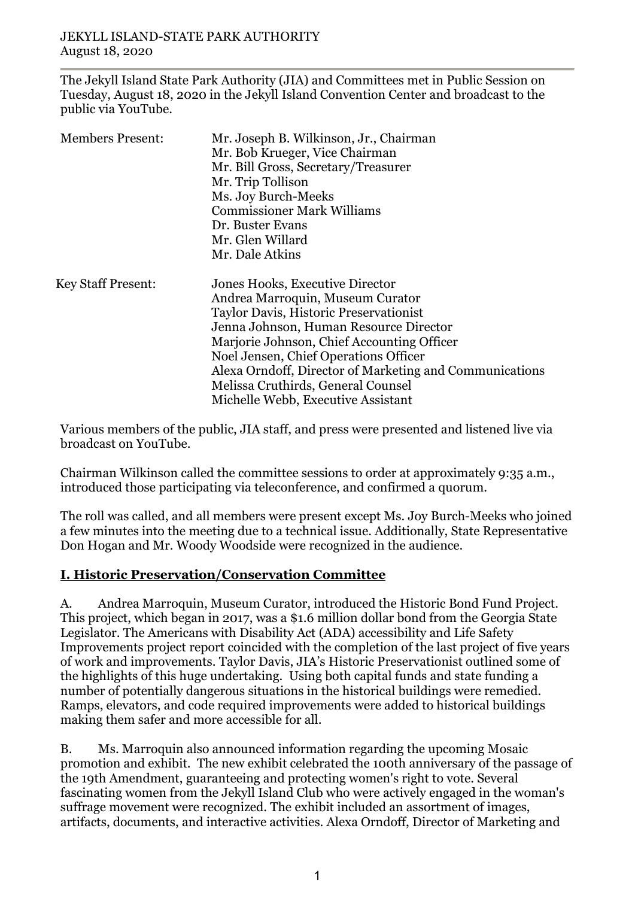JEKYLL ISLAND-STATE PARK AUTHORITY
August 18, 2020

The Jekyll Island State Park Authority (JIA) and Committees met in Public Session on Tuesday, August 18, 2020 in the Jekyll Island Convention Center and broadcast to the public via YouTube.

| | |
|---|---|
| Members Present: | Mr. Joseph B. Wilkinson, Jr., Chairman<br>Mr. Bob Krueger, Vice Chairman<br>Mr. Bill Gross, Secretary/Treasurer<br>Mr. Trip Tollison<br>Ms. Joy Burch-Meeks<br>Commissioner Mark Williams<br>Dr. Buster Evans<br>Mr. Glen Willard<br>Mr. Dale Atkins |
| Key Staff Present: | Jones Hooks, Executive Director<br>Andrea Marroquin, Museum Curator<br>Taylor Davis, Historic Preservationist<br>Jenna Johnson, Human Resource Director<br>Marjorie Johnson, Chief Accounting Officer<br>Noel Jensen, Chief Operations Officer<br>Alexa Orndoff, Director of Marketing and Communications<br>Melissa Cruthirds, General Counsel<br>Michelle Webb, Executive Assistant |

Various members of the public, JIA staff, and press were presented and listened live via broadcast on YouTube.

Chairman Wilkinson called the committee sessions to order at approximately 9:35 a.m., introduced those participating via teleconference, and confirmed a quorum.

The roll was called, and all members were present except Ms. Joy Burch-Meeks who joined a few minutes into the meeting due to a technical issue. Additionally, State Representative Don Hogan and Mr. Woody Woodside were recognized in the audience.

## I. Historic Preservation/Conservation Committee

A. Andrea Marroquin, Museum Curator, introduced the Historic Bond Fund Project. This project, which began in 2017, was a $1.6 million dollar bond from the Georgia State Legislator. The Americans with Disability Act (ADA) accessibility and Life Safety Improvements project report coincided with the completion of the last project of five years of work and improvements. Taylor Davis, JIA's Historic Preservationist outlined some of the highlights of this huge undertaking. Using both capital funds and state funding a number of potentially dangerous situations in the historical buildings were remedied. Ramps, elevators, and code required improvements were added to historical buildings making them safer and more accessible for all.

B. Ms. Marroquin also announced information regarding the upcoming Mosaic promotion and exhibit. The new exhibit celebrated the 100th anniversary of the passage of the 19th Amendment, guaranteeing and protecting women's right to vote. Several fascinating women from the Jekyll Island Club who were actively engaged in the woman's suffrage movement were recognized. The exhibit included an assortment of images, artifacts, documents, and interactive activities. Alexa Orndoff, Director of Marketing and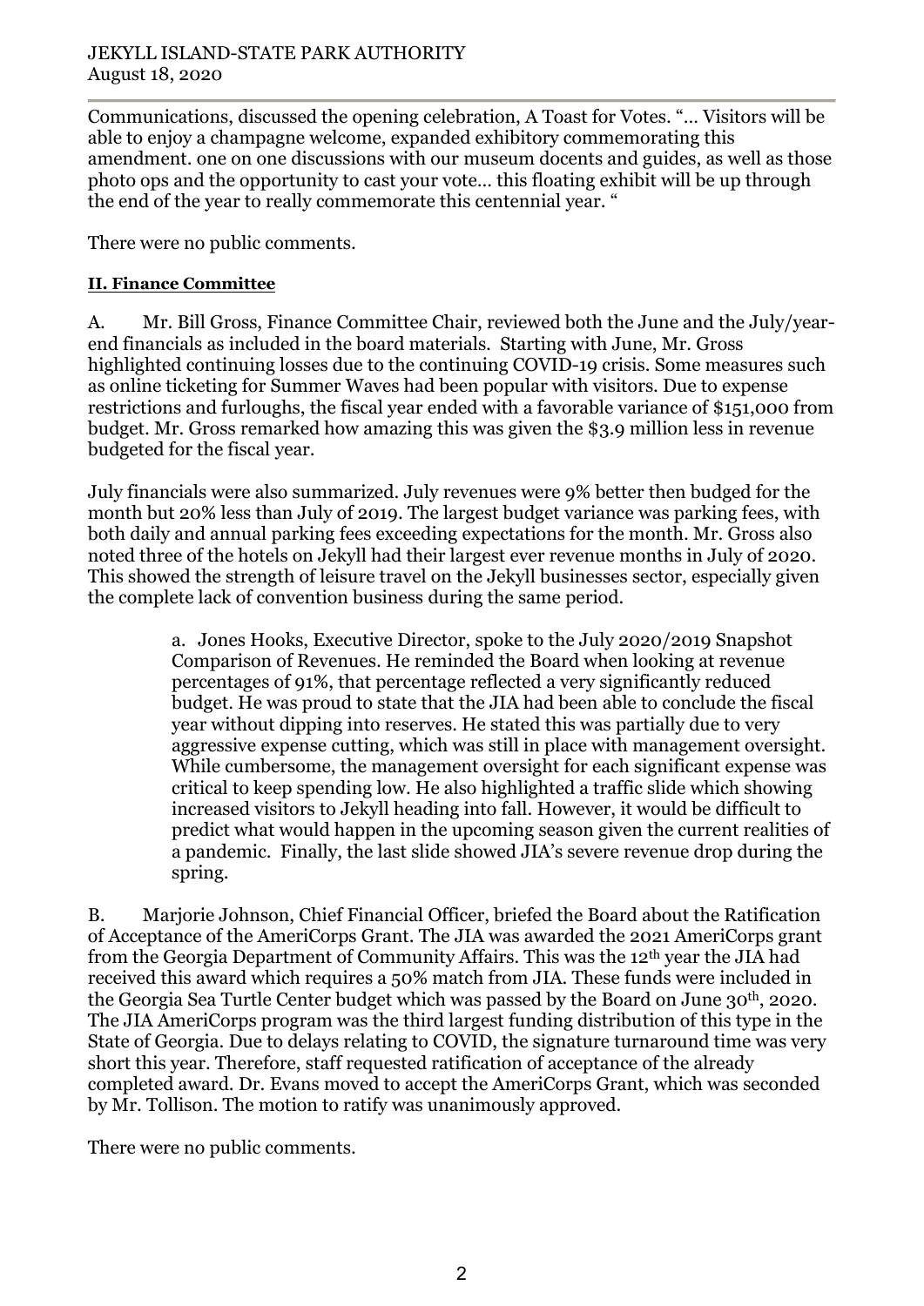Communications, discussed the opening celebration, A Toast for Votes. "… Visitors will be able to enjoy a champagne welcome, expanded exhibitory commemorating this amendment. one on one discussions with our museum docents and guides, as well as those photo ops and the opportunity to cast your vote… this floating exhibit will be up through the end of the year to really commemorate this centennial year. "

There were no public comments.

**II. Finance Committee**

A. Mr. Bill Gross, Finance Committee Chair, reviewed both the June and the July/year-end financials as included in the board materials. Starting with June, Mr. Gross highlighted continuing losses due to the continuing COVID-19 crisis. Some measures such as online ticketing for Summer Waves had been popular with visitors. Due to expense restrictions and furloughs, the fiscal year ended with a favorable variance of $151,000 from budget. Mr. Gross remarked how amazing this was given the $3.9 million less in revenue budgeted for the fiscal year.

July financials were also summarized. July revenues were 9% better then budged for the month but 20% less than July of 2019. The largest budget variance was parking fees, with both daily and annual parking fees exceeding expectations for the month. Mr. Gross also noted three of the hotels on Jekyll had their largest ever revenue months in July of 2020. This showed the strength of leisure travel on the Jekyll businesses sector, especially given the complete lack of convention business during the same period.

> a. Jones Hooks, Executive Director, spoke to the July 2020/2019 Snapshot Comparison of Revenues. He reminded the Board when looking at revenue percentages of 91%, that percentage reflected a very significantly reduced budget. He was proud to state that the JIA had been able to conclude the fiscal year without dipping into reserves. He stated this was partially due to very aggressive expense cutting, which was still in place with management oversight. While cumbersome, the management oversight for each significant expense was critical to keep spending low. He also highlighted a traffic slide which showing increased visitors to Jekyll heading into fall. However, it would be difficult to predict what would happen in the upcoming season given the current realities of a pandemic. Finally, the last slide showed JIA's severe revenue drop during the spring.

B. Marjorie Johnson, Chief Financial Officer, briefed the Board about the Ratification of Acceptance of the AmeriCorps Grant. The JIA was awarded the 2021 AmeriCorps grant from the Georgia Department of Community Affairs. This was the 12th year the JIA had received this award which requires a 50% match from JIA. These funds were included in the Georgia Sea Turtle Center budget which was passed by the Board on June 30th, 2020. The JIA AmeriCorps program was the third largest funding distribution of this type in the State of Georgia. Due to delays relating to COVID, the signature turnaround time was very short this year. Therefore, staff requested ratification of acceptance of the already completed award. Dr. Evans moved to accept the AmeriCorps Grant, which was seconded by Mr. Tollison. The motion to ratify was unanimously approved.

There were no public comments.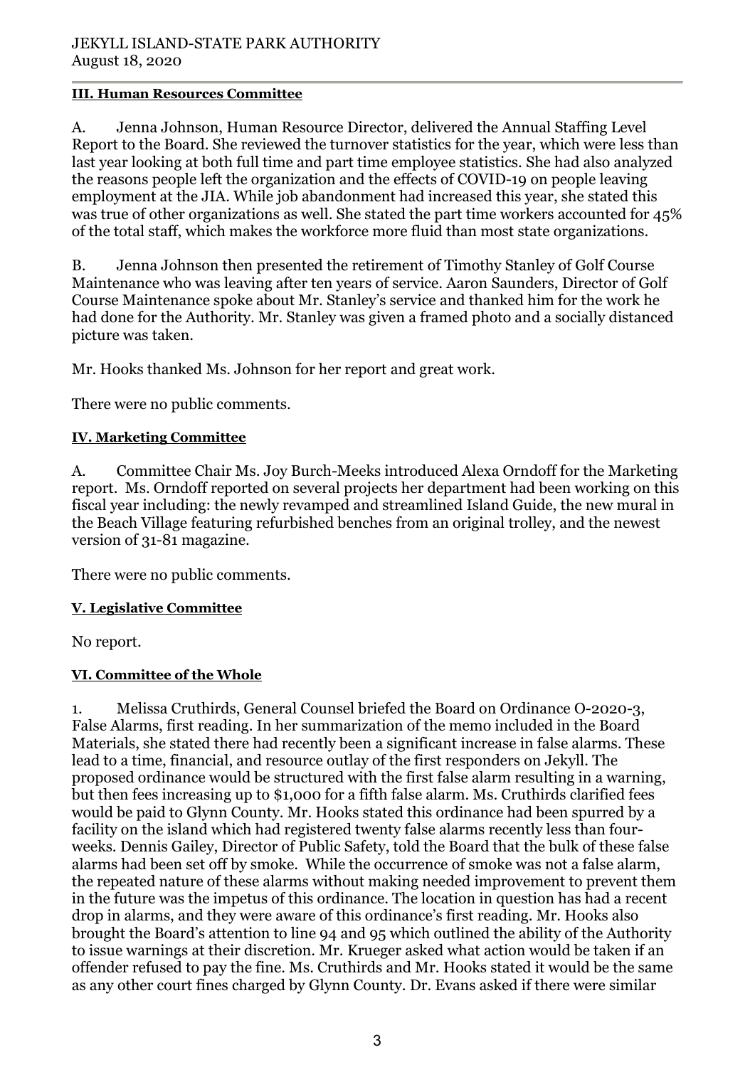### III. Human Resources Committee

A. Jenna Johnson, Human Resource Director, delivered the Annual Staffing Level Report to the Board. She reviewed the turnover statistics for the year, which were less than last year looking at both full time and part time employee statistics. She had also analyzed the reasons people left the organization and the effects of COVID-19 on people leaving employment at the JIA. While job abandonment had increased this year, she stated this was true of other organizations as well. She stated the part time workers accounted for 45% of the total staff, which makes the workforce more fluid than most state organizations.

B. Jenna Johnson then presented the retirement of Timothy Stanley of Golf Course Maintenance who was leaving after ten years of service. Aaron Saunders, Director of Golf Course Maintenance spoke about Mr. Stanley's service and thanked him for the work he had done for the Authority. Mr. Stanley was given a framed photo and a socially distanced picture was taken.

Mr. Hooks thanked Ms. Johnson for her report and great work.

There were no public comments.

### IV. Marketing Committee

A. Committee Chair Ms. Joy Burch-Meeks introduced Alexa Orndoff for the Marketing report. Ms. Orndoff reported on several projects her department had been working on this fiscal year including: the newly revamped and streamlined Island Guide, the new mural in the Beach Village featuring refurbished benches from an original trolley, and the newest version of 31-81 magazine.

There were no public comments.

### V. Legislative Committee

No report.

### VI. Committee of the Whole

1. Melissa Cruthirds, General Counsel briefed the Board on Ordinance O-2020-3, False Alarms, first reading. In her summarization of the memo included in the Board Materials, she stated there had recently been a significant increase in false alarms. These lead to a time, financial, and resource outlay of the first responders on Jekyll. The proposed ordinance would be structured with the first false alarm resulting in a warning, but then fees increasing up to $1,000 for a fifth false alarm. Ms. Cruthirds clarified fees would be paid to Glynn County. Mr. Hooks stated this ordinance had been spurred by a facility on the island which had registered twenty false alarms recently less than four-weeks. Dennis Gailey, Director of Public Safety, told the Board that the bulk of these false alarms had been set off by smoke. While the occurrence of smoke was not a false alarm, the repeated nature of these alarms without making needed improvement to prevent them in the future was the impetus of this ordinance. The location in question has had a recent drop in alarms, and they were aware of this ordinance's first reading. Mr. Hooks also brought the Board's attention to line 94 and 95 which outlined the ability of the Authority to issue warnings at their discretion. Mr. Krueger asked what action would be taken if an offender refused to pay the fine. Ms. Cruthirds and Mr. Hooks stated it would be the same as any other court fines charged by Glynn County. Dr. Evans asked if there were similar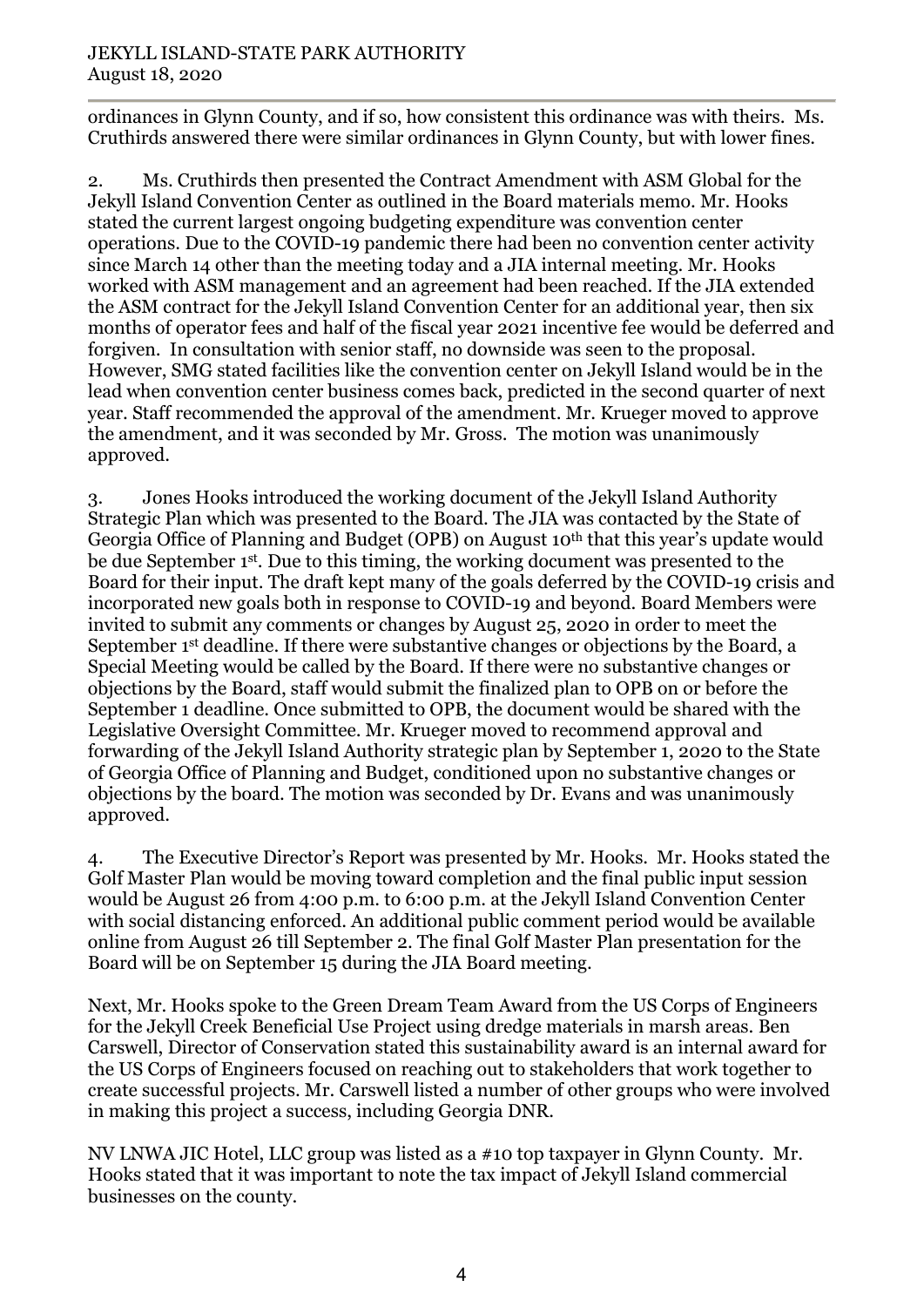ordinances in Glynn County, and if so, how consistent this ordinance was with theirs. Ms. Cruthirds answered there were similar ordinances in Glynn County, but with lower fines.

2. Ms. Cruthirds then presented the Contract Amendment with ASM Global for the Jekyll Island Convention Center as outlined in the Board materials memo. Mr. Hooks stated the current largest ongoing budgeting expenditure was convention center operations. Due to the COVID-19 pandemic there had been no convention center activity since March 14 other than the meeting today and a JIA internal meeting. Mr. Hooks worked with ASM management and an agreement had been reached. If the JIA extended the ASM contract for the Jekyll Island Convention Center for an additional year, then six months of operator fees and half of the fiscal year 2021 incentive fee would be deferred and forgiven. In consultation with senior staff, no downside was seen to the proposal. However, SMG stated facilities like the convention center on Jekyll Island would be in the lead when convention center business comes back, predicted in the second quarter of next year. Staff recommended the approval of the amendment. Mr. Krueger moved to approve the amendment, and it was seconded by Mr. Gross. The motion was unanimously approved.

3. Jones Hooks introduced the working document of the Jekyll Island Authority Strategic Plan which was presented to the Board. The JIA was contacted by the State of Georgia Office of Planning and Budget (OPB) on August 10th that this year's update would be due September 1st. Due to this timing, the working document was presented to the Board for their input. The draft kept many of the goals deferred by the COVID-19 crisis and incorporated new goals both in response to COVID-19 and beyond. Board Members were invited to submit any comments or changes by August 25, 2020 in order to meet the September 1st deadline. If there were substantive changes or objections by the Board, a Special Meeting would be called by the Board. If there were no substantive changes or objections by the Board, staff would submit the finalized plan to OPB on or before the September 1 deadline. Once submitted to OPB, the document would be shared with the Legislative Oversight Committee. Mr. Krueger moved to recommend approval and forwarding of the Jekyll Island Authority strategic plan by September 1, 2020 to the State of Georgia Office of Planning and Budget, conditioned upon no substantive changes or objections by the board. The motion was seconded by Dr. Evans and was unanimously approved.

4. The Executive Director's Report was presented by Mr. Hooks. Mr. Hooks stated the Golf Master Plan would be moving toward completion and the final public input session would be August 26 from 4:00 p.m. to 6:00 p.m. at the Jekyll Island Convention Center with social distancing enforced. An additional public comment period would be available online from August 26 till September 2. The final Golf Master Plan presentation for the Board will be on September 15 during the JIA Board meeting.

Next, Mr. Hooks spoke to the Green Dream Team Award from the US Corps of Engineers for the Jekyll Creek Beneficial Use Project using dredge materials in marsh areas. Ben Carswell, Director of Conservation stated this sustainability award is an internal award for the US Corps of Engineers focused on reaching out to stakeholders that work together to create successful projects. Mr. Carswell listed a number of other groups who were involved in making this project a success, including Georgia DNR.

NV LNWA JIC Hotel, LLC group was listed as a #10 top taxpayer in Glynn County. Mr. Hooks stated that it was important to note the tax impact of Jekyll Island commercial businesses on the county.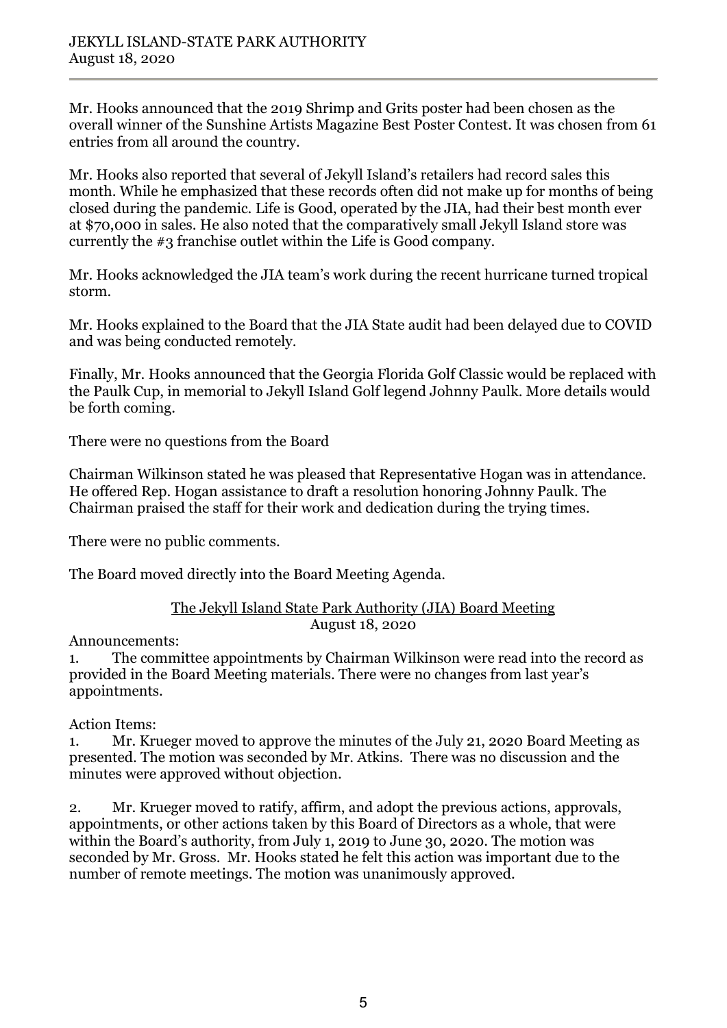Mr. Hooks announced that the 2019 Shrimp and Grits poster had been chosen as the overall winner of the Sunshine Artists Magazine Best Poster Contest. It was chosen from 61 entries from all around the country.

Mr. Hooks also reported that several of Jekyll Island's retailers had record sales this month. While he emphasized that these records often did not make up for months of being closed during the pandemic. Life is Good, operated by the JIA, had their best month ever at $70,000 in sales. He also noted that the comparatively small Jekyll Island store was currently the #3 franchise outlet within the Life is Good company.

Mr. Hooks acknowledged the JIA team's work during the recent hurricane turned tropical storm.

Mr. Hooks explained to the Board that the JIA State audit had been delayed due to COVID and was being conducted remotely.

Finally, Mr. Hooks announced that the Georgia Florida Golf Classic would be replaced with the Paulk Cup, in memorial to Jekyll Island Golf legend Johnny Paulk. More details would be forth coming.

There were no questions from the Board

Chairman Wilkinson stated he was pleased that Representative Hogan was in attendance. He offered Rep. Hogan assistance to draft a resolution honoring Johnny Paulk. The Chairman praised the staff for their work and dedication during the trying times.

There were no public comments.

The Board moved directly into the Board Meeting Agenda.

<u>The Jekyll Island State Park Authority (JIA) Board Meeting</u>
August 18, 2020

Announcements:

1. The committee appointments by Chairman Wilkinson were read into the record as provided in the Board Meeting materials. There were no changes from last year's appointments.

Action Items:

1. Mr. Krueger moved to approve the minutes of the July 21, 2020 Board Meeting as presented. The motion was seconded by Mr. Atkins. There was no discussion and the minutes were approved without objection.

2. Mr. Krueger moved to ratify, affirm, and adopt the previous actions, approvals, appointments, or other actions taken by this Board of Directors as a whole, that were within the Board's authority, from July 1, 2019 to June 30, 2020. The motion was seconded by Mr. Gross. Mr. Hooks stated he felt this action was important due to the number of remote meetings. The motion was unanimously approved.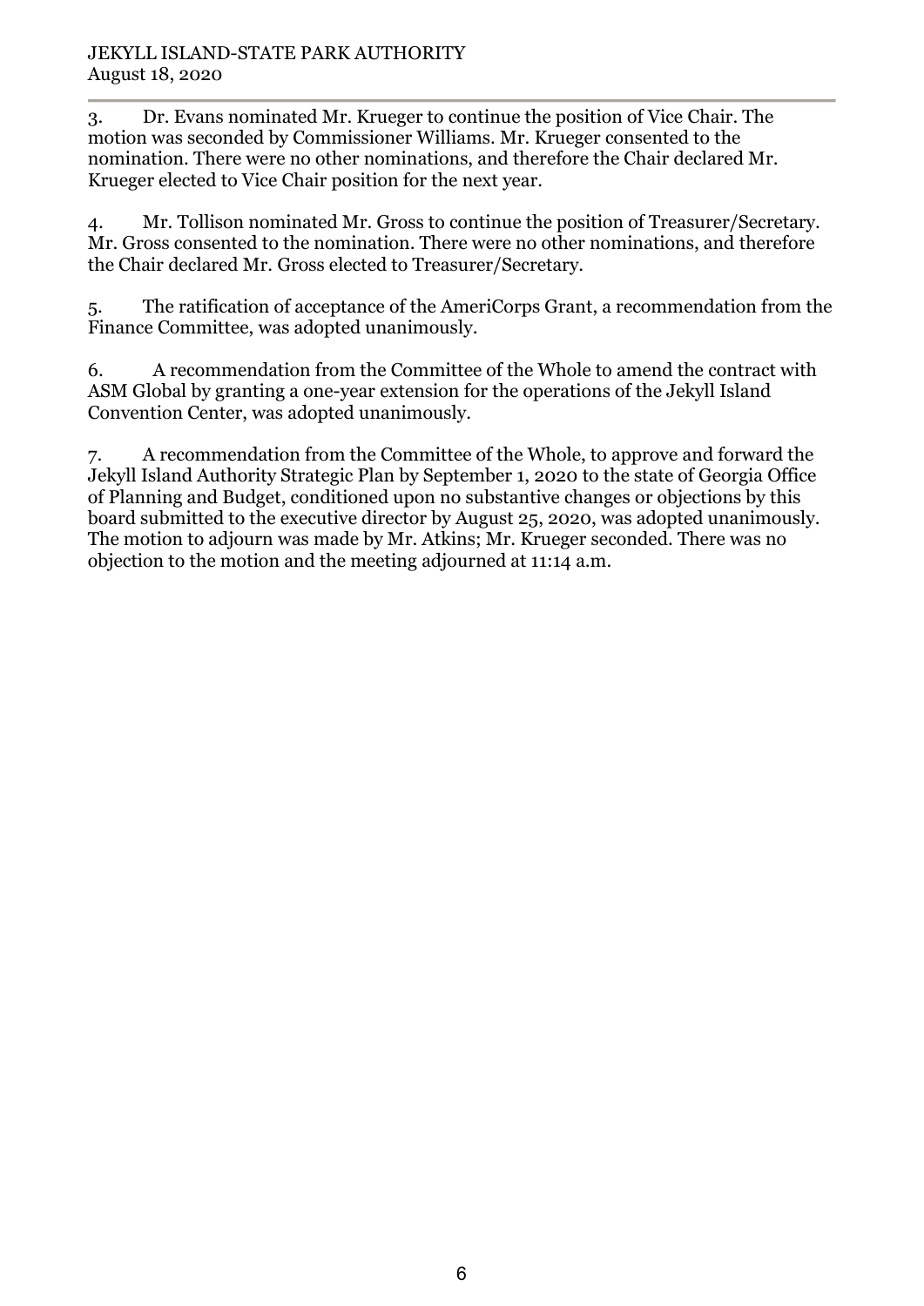3. Dr. Evans nominated Mr. Krueger to continue the position of Vice Chair. The motion was seconded by Commissioner Williams. Mr. Krueger consented to the nomination. There were no other nominations, and therefore the Chair declared Mr. Krueger elected to Vice Chair position for the next year.

4. Mr. Tollison nominated Mr. Gross to continue the position of Treasurer/Secretary. Mr. Gross consented to the nomination. There were no other nominations, and therefore the Chair declared Mr. Gross elected to Treasurer/Secretary.

5. The ratification of acceptance of the AmeriCorps Grant, a recommendation from the Finance Committee, was adopted unanimously.

6. A recommendation from the Committee of the Whole to amend the contract with ASM Global by granting a one-year extension for the operations of the Jekyll Island Convention Center, was adopted unanimously.

7. A recommendation from the Committee of the Whole, to approve and forward the Jekyll Island Authority Strategic Plan by September 1, 2020 to the state of Georgia Office of Planning and Budget, conditioned upon no substantive changes or objections by this board submitted to the executive director by August 25, 2020, was adopted unanimously. The motion to adjourn was made by Mr. Atkins; Mr. Krueger seconded. There was no objection to the motion and the meeting adjourned at 11:14 a.m.